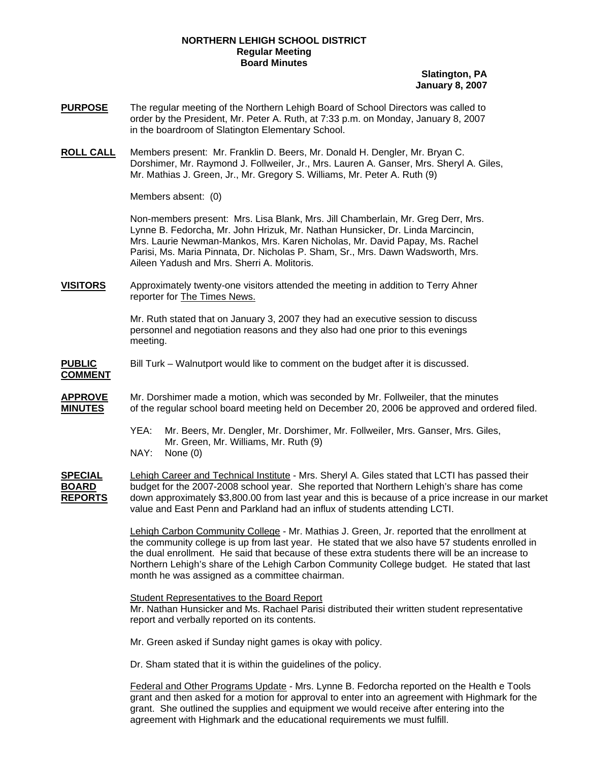**NORTHERN LEHIGH SCHOOL DISTRICT**
**Regular Meeting**
**Board Minutes**

**Slatington, PA**
**January 8, 2007**

**PURPOSE** The regular meeting of the Northern Lehigh Board of School Directors was called to order by the President, Mr. Peter A. Ruth, at 7:33 p.m. on Monday, January 8, 2007 in the boardroom of Slatington Elementary School.

**ROLL CALL** Members present: Mr. Franklin D. Beers, Mr. Donald H. Dengler, Mr. Bryan C. Dorshimer, Mr. Raymond J. Follweiler, Jr., Mrs. Lauren A. Ganser, Mrs. Sheryl A. Giles, Mr. Mathias J. Green, Jr., Mr. Gregory S. Williams, Mr. Peter A. Ruth (9)

Members absent: (0)

Non-members present: Mrs. Lisa Blank, Mrs. Jill Chamberlain, Mr. Greg Derr, Mrs. Lynne B. Fedorcha, Mr. John Hrizuk, Mr. Nathan Hunsicker, Dr. Linda Marcincin, Mrs. Laurie Newman-Mankos, Mrs. Karen Nicholas, Mr. David Papay, Ms. Rachel Parisi, Ms. Maria Pinnata, Dr. Nicholas P. Sham, Sr., Mrs. Dawn Wadsworth, Mrs. Aileen Yadush and Mrs. Sherri A. Molitoris.

**VISITORS** Approximately twenty-one visitors attended the meeting in addition to Terry Ahner reporter for The Times News.

Mr. Ruth stated that on January 3, 2007 they had an executive session to discuss personnel and negotiation reasons and they also had one prior to this evenings meeting.

**PUBLIC COMMENT** Bill Turk – Walnutport would like to comment on the budget after it is discussed.

**APPROVE MINUTES** Mr. Dorshimer made a motion, which was seconded by Mr. Follweiler, that the minutes of the regular school board meeting held on December 20, 2006 be approved and ordered filed.

YEA: Mr. Beers, Mr. Dengler, Mr. Dorshimer, Mr. Follweiler, Mrs. Ganser, Mrs. Giles, Mr. Green, Mr. Williams, Mr. Ruth (9)
NAY: None (0)

**SPECIAL BOARD REPORTS** Lehigh Career and Technical Institute - Mrs. Sheryl A. Giles stated that LCTI has passed their budget for the 2007-2008 school year. She reported that Northern Lehigh's share has come down approximately $3,800.00 from last year and this is because of a price increase in our market value and East Penn and Parkland had an influx of students attending LCTI.

Lehigh Carbon Community College - Mr. Mathias J. Green, Jr. reported that the enrollment at the community college is up from last year. He stated that we also have 57 students enrolled in the dual enrollment. He said that because of these extra students there will be an increase to Northern Lehigh's share of the Lehigh Carbon Community College budget. He stated that last month he was assigned as a committee chairman.

Student Representatives to the Board Report
Mr. Nathan Hunsicker and Ms. Rachael Parisi distributed their written student representative report and verbally reported on its contents.

Mr. Green asked if Sunday night games is okay with policy.

Dr. Sham stated that it is within the guidelines of the policy.

Federal and Other Programs Update - Mrs. Lynne B. Fedorcha reported on the Health e Tools grant and then asked for a motion for approval to enter into an agreement with Highmark for the grant. She outlined the supplies and equipment we would receive after entering into the agreement with Highmark and the educational requirements we must fulfill.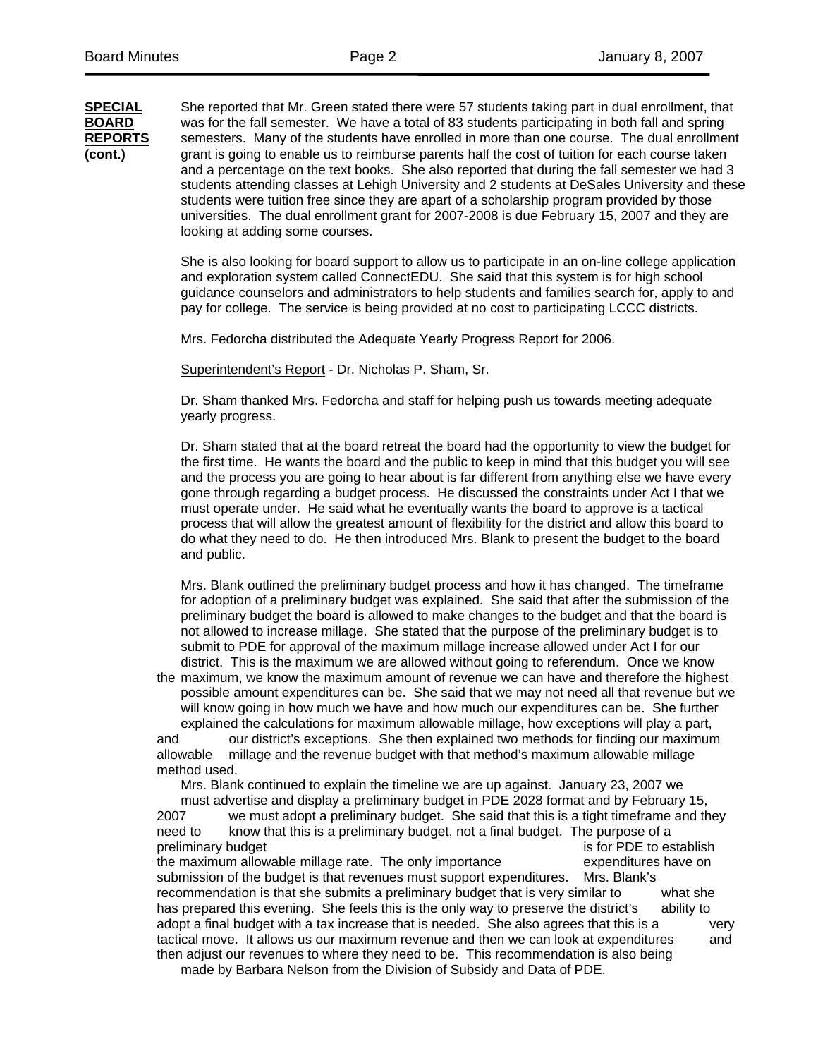**SPECIAL BOARD REPORTS (cont.)**

She reported that Mr. Green stated there were 57 students taking part in dual enrollment, that was for the fall semester. We have a total of 83 students participating in both fall and spring semesters. Many of the students have enrolled in more than one course. The dual enrollment grant is going to enable us to reimburse parents half the cost of tuition for each course taken and a percentage on the text books. She also reported that during the fall semester we had 3 students attending classes at Lehigh University and 2 students at DeSales University and these students were tuition free since they are apart of a scholarship program provided by those universities. The dual enrollment grant for 2007-2008 is due February 15, 2007 and they are looking at adding some courses.

She is also looking for board support to allow us to participate in an on-line college application and exploration system called ConnectEDU. She said that this system is for high school guidance counselors and administrators to help students and families search for, apply to and pay for college. The service is being provided at no cost to participating LCCC districts.

Mrs. Fedorcha distributed the Adequate Yearly Progress Report for 2006.

Superintendent's Report - Dr. Nicholas P. Sham, Sr.

Dr. Sham thanked Mrs. Fedorcha and staff for helping push us towards meeting adequate yearly progress.

Dr. Sham stated that at the board retreat the board had the opportunity to view the budget for the first time. He wants the board and the public to keep in mind that this budget you will see and the process you are going to hear about is far different from anything else we have every gone through regarding a budget process. He discussed the constraints under Act I that we must operate under. He said what he eventually wants the board to approve is a tactical process that will allow the greatest amount of flexibility for the district and allow this board to do what they need to do. He then introduced Mrs. Blank to present the budget to the board and public.

Mrs. Blank outlined the preliminary budget process and how it has changed. The timeframe for adoption of a preliminary budget was explained. She said that after the submission of the preliminary budget the board is allowed to make changes to the budget and that the board is not allowed to increase millage. She stated that the purpose of the preliminary budget is to submit to PDE for approval of the maximum millage increase allowed under Act I for our district. This is the maximum we are allowed without going to referendum. Once we know the maximum, we know the maximum amount of revenue we can have and therefore the highest possible amount expenditures can be. She said that we may not need all that revenue but we will know going in how much we have and how much our expenditures can be. She further explained the calculations for maximum allowable millage, how exceptions will play a part, and our district's exceptions. She then explained two methods for finding our maximum allowable millage and the revenue budget with that method's maximum allowable millage method used.

Mrs. Blank continued to explain the timeline we are up against. January 23, 2007 we must advertise and display a preliminary budget in PDE 2028 format and by February 15, 2007 we must adopt a preliminary budget. She said that this is a tight timeframe and they need to know that this is a preliminary budget, not a final budget. The purpose of a preliminary budget is for PDE to establish the maximum allowable millage rate. The only importance expenditures have on submission of the budget is that revenues must support expenditures. Mrs. Blank's recommendation is that she submits a preliminary budget that is very similar to what she has prepared this evening. She feels this is the only way to preserve the district's ability to adopt a final budget with a tax increase that is needed. She also agrees that this is a very tactical move. It allows us our maximum revenue and then we can look at expenditures and then adjust our revenues to where they need to be. This recommendation is also being made by Barbara Nelson from the Division of Subsidy and Data of PDE.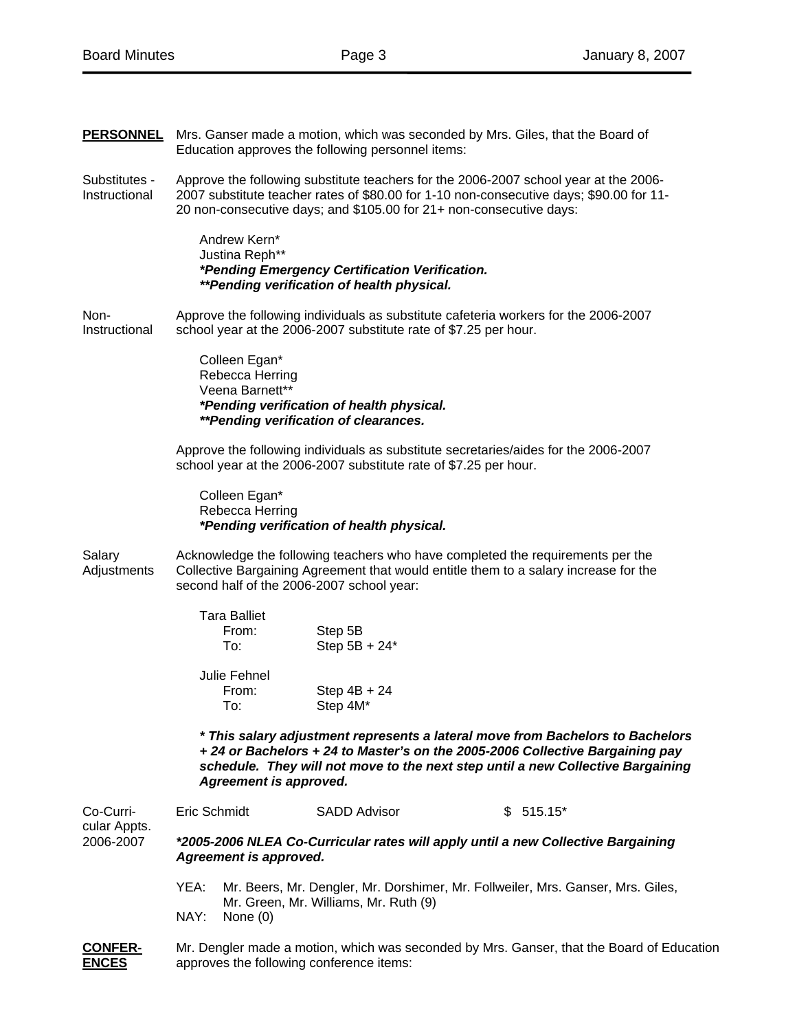**PERSONNEL** Mrs. Ganser made a motion, which was seconded by Mrs. Giles, that the Board of Education approves the following personnel items:

Substitutes - Instructional

Approve the following substitute teachers for the 2006-2007 school year at the 2006-2007 substitute teacher rates of $80.00 for 1-10 non-consecutive days; $90.00 for 11-20 non-consecutive days; and $105.00 for 21+ non-consecutive days:

Andrew Kern*
Justina Reph**
***Pending Emergency Certification Verification.***
*****Pending verification of health physical.***

Non-Instructional

Approve the following individuals as substitute cafeteria workers for the 2006-2007 school year at the 2006-2007 substitute rate of $7.25 per hour.

Colleen Egan*
Rebecca Herring
Veena Barnett**
***Pending verification of health physical.***
*****Pending verification of clearances.***

Approve the following individuals as substitute secretaries/aides for the 2006-2007 school year at the 2006-2007 substitute rate of $7.25 per hour.

Colleen Egan*
Rebecca Herring
***Pending verification of health physical.***

Salary Adjustments

Acknowledge the following teachers who have completed the requirements per the Collective Bargaining Agreement that would entitle them to a salary increase for the second half of the 2006-2007 school year:

Tara Balliet
From: Step 5B
To: Step 5B + 24*

Julie Fehnel
From: Step 4B + 24
To: Step 4M*

***This salary adjustment represents a lateral move from Bachelors to Bachelors + 24 or Bachelors + 24 to Master's on the 2005-2006 Collective Bargaining pay schedule. They will not move to the next step until a new Collective Bargaining Agreement is approved.***

Co-Curricular Appts. 2006-2007

| | | |
|---|---|---|
| Eric Schmidt | SADD Advisor | $ 515.15* |

***2005-2006 NLEA Co-Curricular rates will apply until a new Collective Bargaining Agreement is approved.***

YEA: Mr. Beers, Mr. Dengler, Mr. Dorshimer, Mr. Follweiler, Mrs. Ganser, Mrs. Giles, Mr. Green, Mr. Williams, Mr. Ruth (9)
NAY: None (0)

**CONFERENCES** Mr. Dengler made a motion, which was seconded by Mrs. Ganser, that the Board of Education approves the following conference items: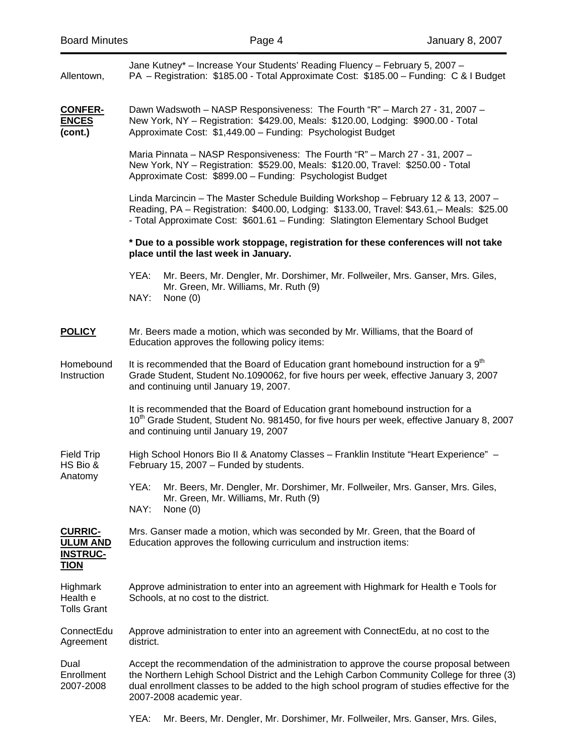Allentown, Jane Kutney* – Increase Your Students' Reading Fluency – February 5, 2007 – PA – Registration: $185.00 - Total Approximate Cost: $185.00 – Funding: C & I Budget

**CONFER-ENCES (cont.)**

Dawn Wadswoth – NASP Responsiveness: The Fourth "R" – March 27 - 31, 2007 – New York, NY – Registration: $429.00, Meals: $120.00, Lodging: $900.00 - Total Approximate Cost: $1,449.00 – Funding: Psychologist Budget

Maria Pinnata – NASP Responsiveness: The Fourth "R" – March 27 - 31, 2007 – New York, NY – Registration: $529.00, Meals: $120.00, Travel: $250.00 - Total Approximate Cost: $899.00 – Funding: Psychologist Budget

Linda Marcincin – The Master Schedule Building Workshop – February 12 & 13, 2007 – Reading, PA – Registration: $400.00, Lodging: $133.00, Travel: $43.61,– Meals: $25.00 - Total Approximate Cost: $601.61 – Funding: Slatington Elementary School Budget

**\* Due to a possible work stoppage, registration for these conferences will not take place until the last week in January.**

YEA: Mr. Beers, Mr. Dengler, Mr. Dorshimer, Mr. Follweiler, Mrs. Ganser, Mrs. Giles, Mr. Green, Mr. Williams, Mr. Ruth (9)
NAY: None (0)

**POLICY**

Mr. Beers made a motion, which was seconded by Mr. Williams, that the Board of Education approves the following policy items:

Homebound Instruction

It is recommended that the Board of Education grant homebound instruction for a 9th Grade Student, Student No.1090062, for five hours per week, effective January 3, 2007 and continuing until January 19, 2007.

It is recommended that the Board of Education grant homebound instruction for a 10th Grade Student, Student No. 981450, for five hours per week, effective January 8, 2007 and continuing until January 19, 2007

Field Trip HS Bio & Anatomy

High School Honors Bio II & Anatomy Classes – Franklin Institute "Heart Experience" – February 15, 2007 – Funded by students.

YEA: Mr. Beers, Mr. Dengler, Mr. Dorshimer, Mr. Follweiler, Mrs. Ganser, Mrs. Giles, Mr. Green, Mr. Williams, Mr. Ruth (9)
NAY: None (0)

**CURRIC-ULUM AND INSTRUC-TION**

Mrs. Ganser made a motion, which was seconded by Mr. Green, that the Board of Education approves the following curriculum and instruction items:

Highmark Health e Tolls Grant

Approve administration to enter into an agreement with Highmark for Health e Tools for Schools, at no cost to the district.

ConnectEdu Agreement

Approve administration to enter into an agreement with ConnectEdu, at no cost to the district.

Dual Enrollment 2007-2008

Accept the recommendation of the administration to approve the course proposal between the Northern Lehigh School District and the Lehigh Carbon Community College for three (3) dual enrollment classes to be added to the high school program of studies effective for the 2007-2008 academic year.

YEA: Mr. Beers, Mr. Dengler, Mr. Dorshimer, Mr. Follweiler, Mrs. Ganser, Mrs. Giles,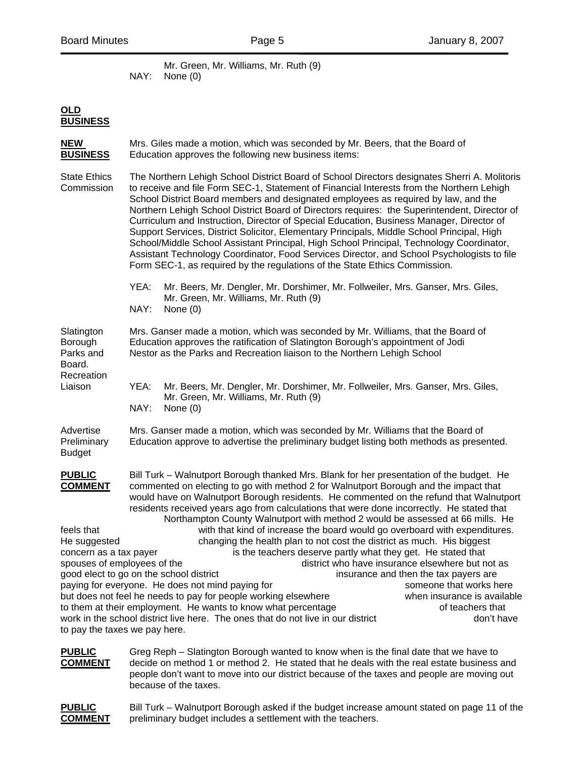Mr. Green, Mr. Williams, Mr. Ruth (9)
NAY: None (0)

**OLD BUSINESS**

**NEW BUSINESS**

Mrs. Giles made a motion, which was seconded by Mr. Beers, that the Board of Education approves the following new business items:

State Ethics Commission

The Northern Lehigh School District Board of School Directors designates Sherri A. Molitoris to receive and file Form SEC-1, Statement of Financial Interests from the Northern Lehigh School District Board members and designated employees as required by law, and the Northern Lehigh School District Board of Directors requires: the Superintendent, Director of Curriculum and Instruction, Director of Special Education, Business Manager, Director of Support Services, District Solicitor, Elementary Principals, Middle School Principal, High School/Middle School Assistant Principal, High School Principal, Technology Coordinator, Assistant Technology Coordinator, Food Services Director, and School Psychologists to file Form SEC-1, as required by the regulations of the State Ethics Commission.

YEA: Mr. Beers, Mr. Dengler, Mr. Dorshimer, Mr. Follweiler, Mrs. Ganser, Mrs. Giles, Mr. Green, Mr. Williams, Mr. Ruth (9)
NAY: None (0)

Slatington Borough Parks and Board. Recreation Liaison

Mrs. Ganser made a motion, which was seconded by Mr. Williams, that the Board of Education approves the ratification of Slatington Borough's appointment of Jodi Nestor as the Parks and Recreation liaison to the Northern Lehigh School

YEA: Mr. Beers, Mr. Dengler, Mr. Dorshimer, Mr. Follweiler, Mrs. Ganser, Mrs. Giles, Mr. Green, Mr. Williams, Mr. Ruth (9)
NAY: None (0)

Advertise Preliminary Budget

Mrs. Ganser made a motion, which was seconded by Mr. Williams that the Board of Education approve to advertise the preliminary budget listing both methods as presented.

**PUBLIC COMMENT**

Bill Turk – Walnutport Borough thanked Mrs. Blank for her presentation of the budget. He commented on electing to go with method 2 for Walnutport Borough and the impact that would have on Walnutport Borough residents. He commented on the refund that Walnutport residents received years ago from calculations that were done incorrectly. He stated that Northampton County Walnutport with method 2 would be assessed at 66 mills. He feels that with that kind of increase the board would go overboard with expenditures. He suggested changing the health plan to not cost the district as much. His biggest concern as a tax payer is the teachers deserve partly what they get. He stated that spouses of employees of the district who have insurance elsewhere but not as good elect to go on the school district insurance and then the tax payers are paying for everyone. He does not mind paying for someone that works here but does not feel he needs to pay for people working elsewhere when insurance is available to them at their employment. He wants to know what percentage of teachers that work in the school district live here. The ones that do not live in our district don't have to pay the taxes we pay here.

**PUBLIC COMMENT**

Greg Reph – Slatington Borough wanted to know when is the final date that we have to decide on method 1 or method 2. He stated that he deals with the real estate business and people don't want to move into our district because of the taxes and people are moving out because of the taxes.

**PUBLIC COMMENT**

Bill Turk – Walnutport Borough asked if the budget increase amount stated on page 11 of the preliminary budget includes a settlement with the teachers.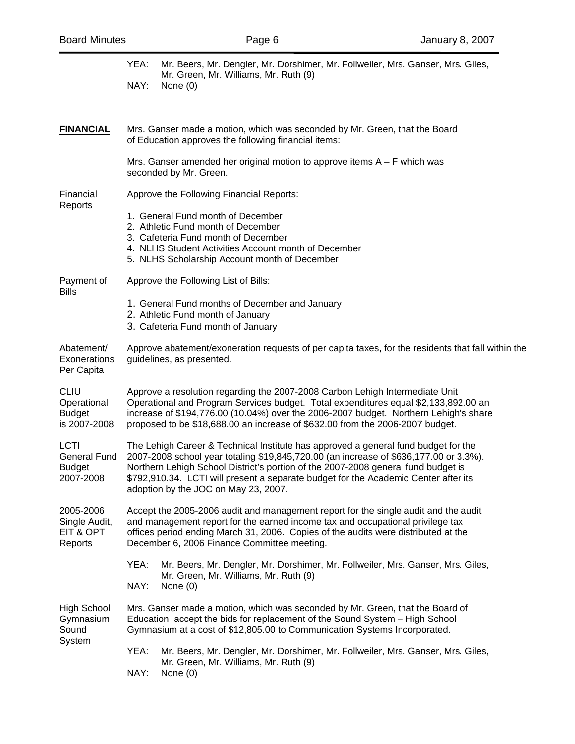YEA: Mr. Beers, Mr. Dengler, Mr. Dorshimer, Mr. Follweiler, Mrs. Ganser, Mrs. Giles, Mr. Green, Mr. Williams, Mr. Ruth (9)
NAY: None (0)

**FINANCIAL**

Mrs. Ganser made a motion, which was seconded by Mr. Green, that the Board of Education approves the following financial items:

Mrs. Ganser amended her original motion to approve items A – F which was seconded by Mr. Green.

**Financial Reports**

Approve the Following Financial Reports:

1. General Fund month of December
2. Athletic Fund month of December
3. Cafeteria Fund month of December
4. NLHS Student Activities Account month of December
5. NLHS Scholarship Account month of December

**Payment of Bills**

Approve the Following List of Bills:

1. General Fund months of December and January
2. Athletic Fund month of January
3. Cafeteria Fund month of January

**Abatement/ Exonerations Per Capita**

Approve abatement/exoneration requests of per capita taxes, for the residents that fall within the guidelines, as presented.

**CLIU Operational Budget is 2007-2008**

Approve a resolution regarding the 2007-2008 Carbon Lehigh Intermediate Unit Operational and Program Services budget. Total expenditures equal $2,133,892.00 an increase of $194,776.00 (10.04%) over the 2006-2007 budget. Northern Lehigh's share proposed to be $18,688.00 an increase of $632.00 from the 2006-2007 budget.

**LCTI General Fund Budget 2007-2008**

The Lehigh Career & Technical Institute has approved a general fund budget for the 2007-2008 school year totaling $19,845,720.00 (an increase of $636,177.00 or 3.3%). Northern Lehigh School District's portion of the 2007-2008 general fund budget is $792,910.34. LCTI will present a separate budget for the Academic Center after its adoption by the JOC on May 23, 2007.

**2005-2006 Single Audit, EIT & OPT Reports**

Accept the 2005-2006 audit and management report for the single audit and the audit and management report for the earned income tax and occupational privilege tax offices period ending March 31, 2006. Copies of the audits were distributed at the December 6, 2006 Finance Committee meeting.

YEA: Mr. Beers, Mr. Dengler, Mr. Dorshimer, Mr. Follweiler, Mrs. Ganser, Mrs. Giles, Mr. Green, Mr. Williams, Mr. Ruth (9)
NAY: None (0)

**High School Gymnasium Sound System**

Mrs. Ganser made a motion, which was seconded by Mr. Green, that the Board of Education accept the bids for replacement of the Sound System – High School Gymnasium at a cost of $12,805.00 to Communication Systems Incorporated.

YEA: Mr. Beers, Mr. Dengler, Mr. Dorshimer, Mr. Follweiler, Mrs. Ganser, Mrs. Giles, Mr. Green, Mr. Williams, Mr. Ruth (9)
NAY: None (0)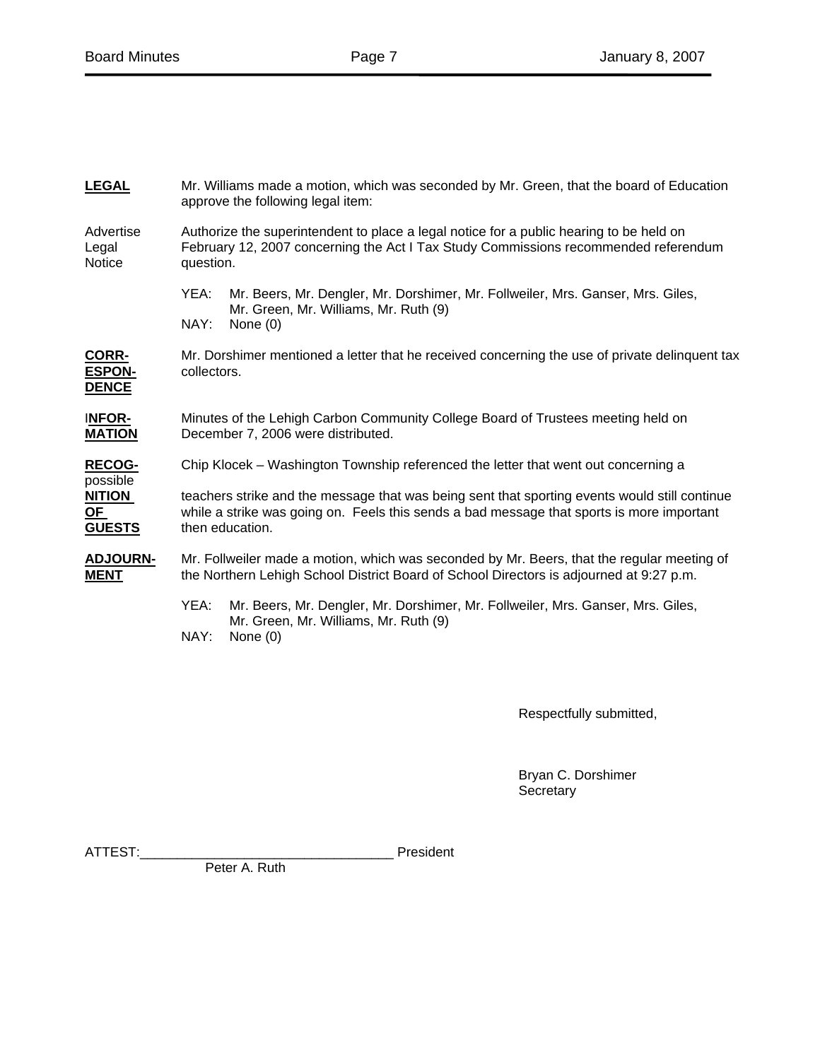**LEGAL**

Mr. Williams made a motion, which was seconded by Mr. Green, that the board of Education approve the following legal item:

Advertise Legal Notice

Authorize the superintendent to place a legal notice for a public hearing to be held on February 12, 2007 concerning the Act I Tax Study Commissions recommended referendum question.

YEA: Mr. Beers, Mr. Dengler, Mr. Dorshimer, Mr. Follweiler, Mrs. Ganser, Mrs. Giles, Mr. Green, Mr. Williams, Mr. Ruth (9)
NAY: None (0)

**CORRESPONDENCE**

Mr. Dorshimer mentioned a letter that he received concerning the use of private delinquent tax collectors.

**INFORMATION**

Minutes of the Lehigh Carbon Community College Board of Trustees meeting held on December 7, 2006 were distributed.

**RECOGNITION OF GUESTS**

Chip Klocek – Washington Township referenced the letter that went out concerning a possible teachers strike and the message that was being sent that sporting events would still continue while a strike was going on. Feels this sends a bad message that sports is more important then education.

**ADJOURNMENT**

Mr. Follweiler made a motion, which was seconded by Mr. Beers, that the regular meeting of the Northern Lehigh School District Board of School Directors is adjourned at 9:27 p.m.

YEA: Mr. Beers, Mr. Dengler, Mr. Dorshimer, Mr. Follweiler, Mrs. Ganser, Mrs. Giles, Mr. Green, Mr. Williams, Mr. Ruth (9)
NAY: None (0)

Respectfully submitted,

Bryan C. Dorshimer
Secretary

ATTEST:_________________________________ President
Peter A. Ruth